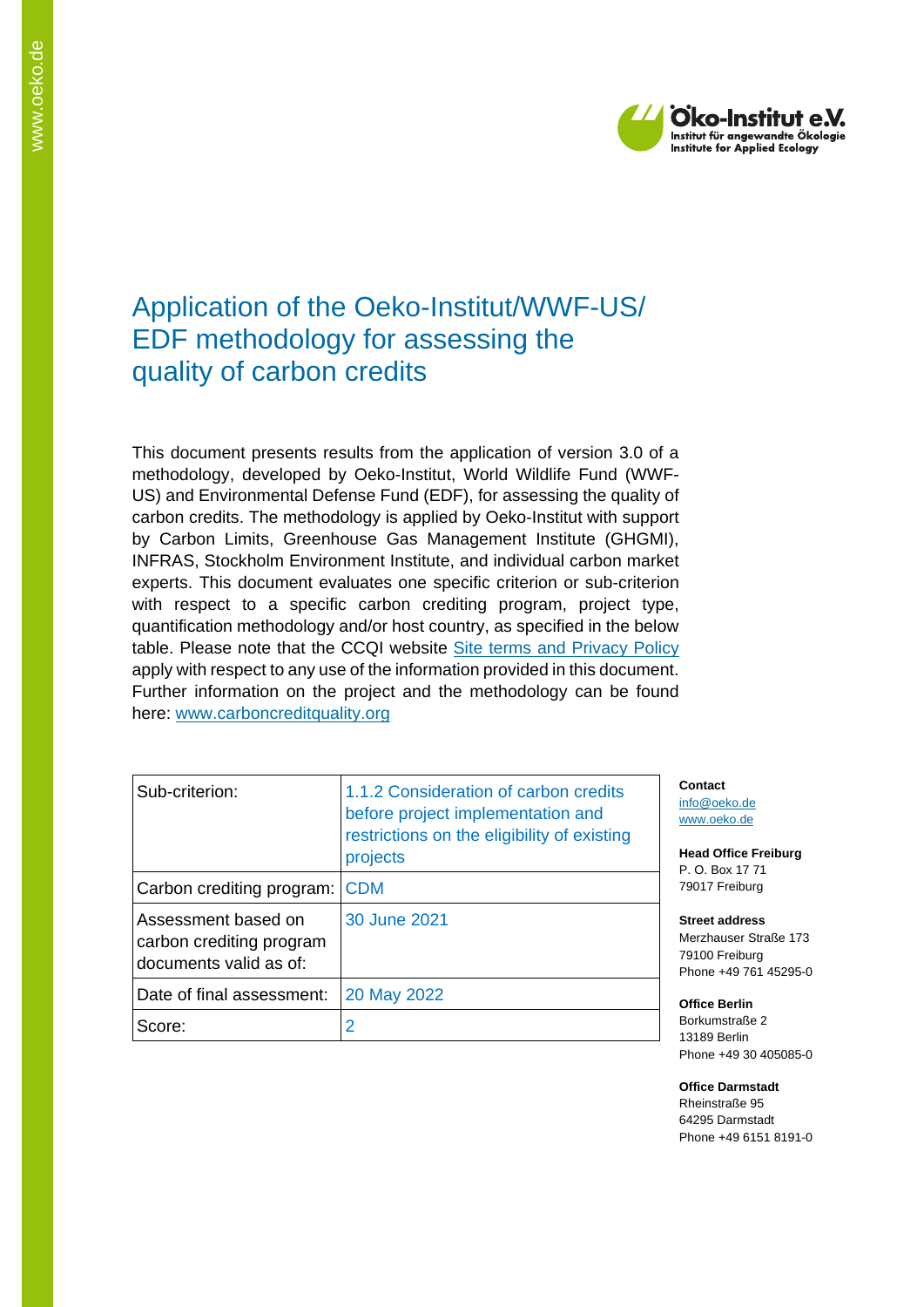# Application of the Oeko-Institut/WWF-US/ EDF methodology for assessing the quality of carbon credits

This document presents results from the application of version 3.0 of a methodology, developed by Oeko-Institut, World Wildlife Fund (WWF-US) and Environmental Defense Fund (EDF), for assessing the quality of carbon credits. The methodology is applied by Oeko-Institut with support by Carbon Limits, Greenhouse Gas Management Institute (GHGMI), INFRAS, Stockholm Environment Institute, and individual carbon market experts. This document evaluates one specific criterion or sub-criterion with respect to a specific carbon crediting program, project type, quantification methodology and/or host country, as specified in the below table. Please note that the CCQI website [Site terms and Privacy Policy](#) apply with respect to any use of the information provided in this document. Further information on the project and the methodology can be found here: [www.carboncreditquality.org](http://www.carboncreditquality.org)

| | |
|---|---|
| Sub-criterion: | 1.1.2 Consideration of carbon credits before project implementation and restrictions on the eligibility of existing projects |
| Carbon crediting program: | CDM |
| Assessment based on carbon crediting program documents valid as of: | 30 June 2021 |
| Date of final assessment: | 20 May 2022 |
| Score: | 2 |

**Contact**
info@oeko.de
www.oeko.de

**Head Office Freiburg**
P. O. Box 17 71
79017 Freiburg

**Street address**
Merzhauser Straße 173
79100 Freiburg
Phone +49 761 45295-0

**Office Berlin**
Borkumstraße 2
13189 Berlin
Phone +49 30 405085-0

**Office Darmstadt**
Rheinstraße 95
64295 Darmstadt
Phone +49 6151 8191-0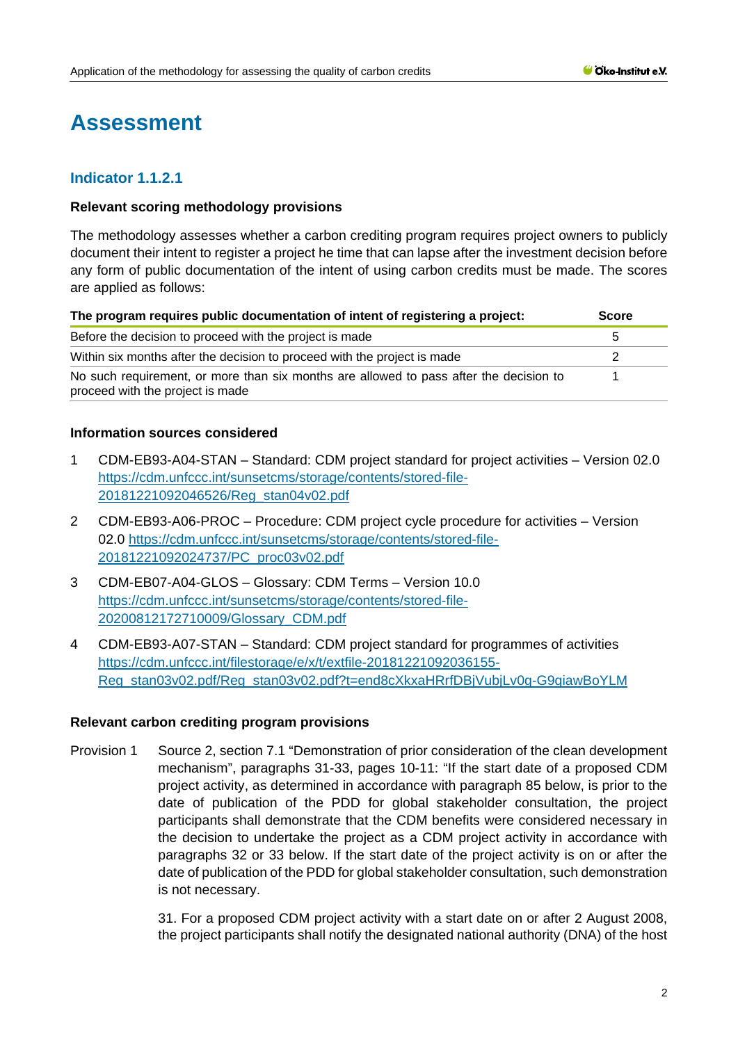# Assessment

## Indicator 1.1.2.1

### Relevant scoring methodology provisions

The methodology assesses whether a carbon crediting program requires project owners to publicly document their intent to register a project he time that can lapse after the investment decision before any form of public documentation of the intent of using carbon credits must be made. The scores are applied as follows:

| The program requires public documentation of intent of registering a project: | Score |
|---|---|
| Before the decision to proceed with the project is made | 5 |
| Within six months after the decision to proceed with the project is made | 2 |
| No such requirement, or more than six months are allowed to pass after the decision to proceed with the project is made | 1 |

### Information sources considered

1. CDM-EB93-A04-STAN – Standard: CDM project standard for project activities – Version 02.0 https://cdm.unfccc.int/sunsetcms/storage/contents/stored-file-20181221092046526/Reg_stan04v02.pdf
2. CDM-EB93-A06-PROC – Procedure: CDM project cycle procedure for activities – Version 02.0 https://cdm.unfccc.int/sunsetcms/storage/contents/stored-file-20181221092024737/PC_proc03v02.pdf
3. CDM-EB07-A04-GLOS – Glossary: CDM Terms – Version 10.0 https://cdm.unfccc.int/sunsetcms/storage/contents/stored-file-20200812172710009/Glossary_CDM.pdf
4. CDM-EB93-A07-STAN – Standard: CDM project standard for programmes of activities https://cdm.unfccc.int/filestorage/e/x/t/extfile-20181221092036155-Reg_stan03v02.pdf/Reg_stan03v02.pdf?t=end8cXkxaHRrfDBjVubjLv0q-G9qiawBoYLM

### Relevant carbon crediting program provisions

Provision 1 Source 2, section 7.1 "Demonstration of prior consideration of the clean development mechanism", paragraphs 31-33, pages 10-11: "If the start date of a proposed CDM project activity, as determined in accordance with paragraph 85 below, is prior to the date of publication of the PDD for global stakeholder consultation, the project participants shall demonstrate that the CDM benefits were considered necessary in the decision to undertake the project as a CDM project activity in accordance with paragraphs 32 or 33 below. If the start date of the project activity is on or after the date of publication of the PDD for global stakeholder consultation, such demonstration is not necessary.

31. For a proposed CDM project activity with a start date on or after 2 August 2008, the project participants shall notify the designated national authority (DNA) of the host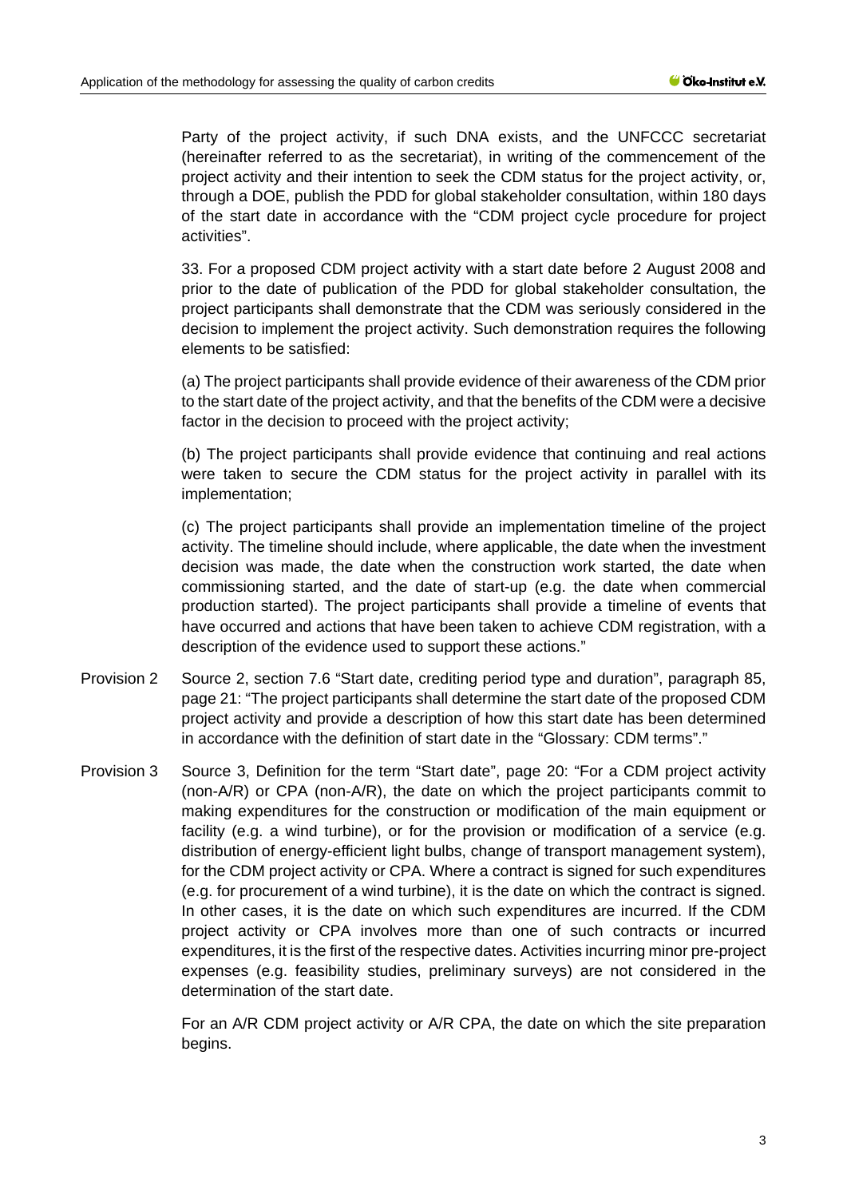Party of the project activity, if such DNA exists, and the UNFCCC secretariat (hereinafter referred to as the secretariat), in writing of the commencement of the project activity and their intention to seek the CDM status for the project activity, or, through a DOE, publish the PDD for global stakeholder consultation, within 180 days of the start date in accordance with the "CDM project cycle procedure for project activities".

33. For a proposed CDM project activity with a start date before 2 August 2008 and prior to the date of publication of the PDD for global stakeholder consultation, the project participants shall demonstrate that the CDM was seriously considered in the decision to implement the project activity. Such demonstration requires the following elements to be satisfied:

(a) The project participants shall provide evidence of their awareness of the CDM prior to the start date of the project activity, and that the benefits of the CDM were a decisive factor in the decision to proceed with the project activity;

(b) The project participants shall provide evidence that continuing and real actions were taken to secure the CDM status for the project activity in parallel with its implementation;

(c) The project participants shall provide an implementation timeline of the project activity. The timeline should include, where applicable, the date when the investment decision was made, the date when the construction work started, the date when commissioning started, and the date of start-up (e.g. the date when commercial production started). The project participants shall provide a timeline of events that have occurred and actions that have been taken to achieve CDM registration, with a description of the evidence used to support these actions."

Provision 2 Source 2, section 7.6 "Start date, crediting period type and duration", paragraph 85, page 21: "The project participants shall determine the start date of the proposed CDM project activity and provide a description of how this start date has been determined in accordance with the definition of start date in the "Glossary: CDM terms"."

Provision 3 Source 3, Definition for the term "Start date", page 20: "For a CDM project activity (non-A/R) or CPA (non-A/R), the date on which the project participants commit to making expenditures for the construction or modification of the main equipment or facility (e.g. a wind turbine), or for the provision or modification of a service (e.g. distribution of energy-efficient light bulbs, change of transport management system), for the CDM project activity or CPA. Where a contract is signed for such expenditures (e.g. for procurement of a wind turbine), it is the date on which the contract is signed. In other cases, it is the date on which such expenditures are incurred. If the CDM project activity or CPA involves more than one of such contracts or incurred expenditures, it is the first of the respective dates. Activities incurring minor pre-project expenses (e.g. feasibility studies, preliminary surveys) are not considered in the determination of the start date.

For an A/R CDM project activity or A/R CPA, the date on which the site preparation begins.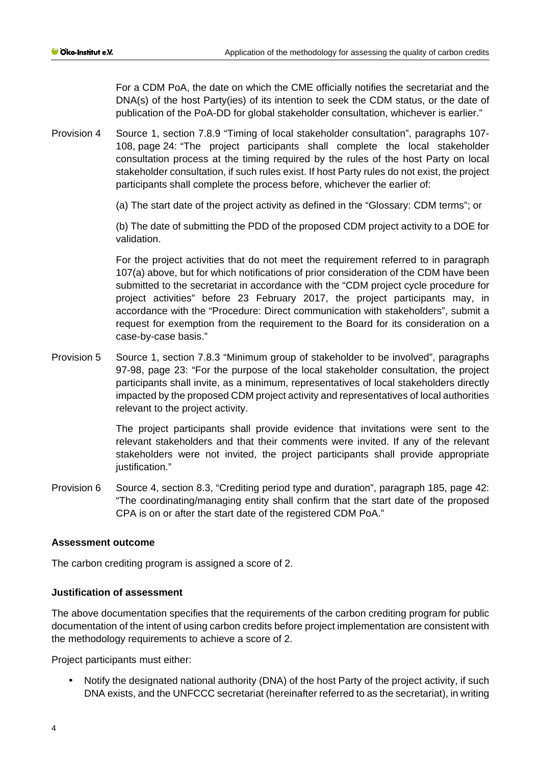For a CDM PoA, the date on which the CME officially notifies the secretariat and the DNA(s) of the host Party(ies) of its intention to seek the CDM status, or the date of publication of the PoA-DD for global stakeholder consultation, whichever is earlier."

Provision 4 Source 1, section 7.8.9 "Timing of local stakeholder consultation", paragraphs 107-108, page 24: "The project participants shall complete the local stakeholder consultation process at the timing required by the rules of the host Party on local stakeholder consultation, if such rules exist. If host Party rules do not exist, the project participants shall complete the process before, whichever the earlier of:

(a) The start date of the project activity as defined in the "Glossary: CDM terms"; or

(b) The date of submitting the PDD of the proposed CDM project activity to a DOE for validation.

For the project activities that do not meet the requirement referred to in paragraph 107(a) above, but for which notifications of prior consideration of the CDM have been submitted to the secretariat in accordance with the "CDM project cycle procedure for project activities" before 23 February 2017, the project participants may, in accordance with the "Procedure: Direct communication with stakeholders", submit a request for exemption from the requirement to the Board for its consideration on a case-by-case basis."

Provision 5 Source 1, section 7.8.3 "Minimum group of stakeholder to be involved", paragraphs 97-98, page 23: "For the purpose of the local stakeholder consultation, the project participants shall invite, as a minimum, representatives of local stakeholders directly impacted by the proposed CDM project activity and representatives of local authorities relevant to the project activity.

The project participants shall provide evidence that invitations were sent to the relevant stakeholders and that their comments were invited. If any of the relevant stakeholders were not invited, the project participants shall provide appropriate justification."

Provision 6 Source 4, section 8.3, "Crediting period type and duration", paragraph 185, page 42: "The coordinating/managing entity shall confirm that the start date of the proposed CPA is on or after the start date of the registered CDM PoA."

**Assessment outcome**

The carbon crediting program is assigned a score of 2.

**Justification of assessment**

The above documentation specifies that the requirements of the carbon crediting program for public documentation of the intent of using carbon credits before project implementation are consistent with the methodology requirements to achieve a score of 2.

Project participants must either:

- Notify the designated national authority (DNA) of the host Party of the project activity, if such DNA exists, and the UNFCCC secretariat (hereinafter referred to as the secretariat), in writing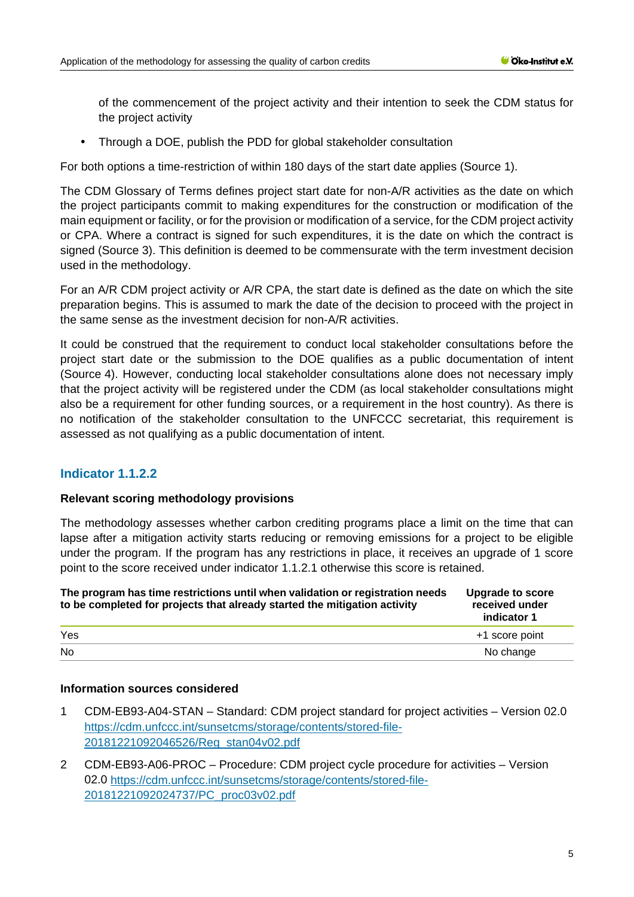of the commencement of the project activity and their intention to seek the CDM status for the project activity

- Through a DOE, publish the PDD for global stakeholder consultation

For both options a time-restriction of within 180 days of the start date applies (Source 1).

The CDM Glossary of Terms defines project start date for non-A/R activities as the date on which the project participants commit to making expenditures for the construction or modification of the main equipment or facility, or for the provision or modification of a service, for the CDM project activity or CPA. Where a contract is signed for such expenditures, it is the date on which the contract is signed (Source 3). This definition is deemed to be commensurate with the term investment decision used in the methodology.

For an A/R CDM project activity or A/R CPA, the start date is defined as the date on which the site preparation begins. This is assumed to mark the date of the decision to proceed with the project in the same sense as the investment decision for non-A/R activities.

It could be construed that the requirement to conduct local stakeholder consultations before the project start date or the submission to the DOE qualifies as a public documentation of intent (Source 4). However, conducting local stakeholder consultations alone does not necessary imply that the project activity will be registered under the CDM (as local stakeholder consultations might also be a requirement for other funding sources, or a requirement in the host country). As there is no notification of the stakeholder consultation to the UNFCCC secretariat, this requirement is assessed as not qualifying as a public documentation of intent.

## Indicator 1.1.2.2

### Relevant scoring methodology provisions

The methodology assesses whether carbon crediting programs place a limit on the time that can lapse after a mitigation activity starts reducing or removing emissions for a project to be eligible under the program. If the program has any restrictions in place, it receives an upgrade of 1 score point to the score received under indicator 1.1.2.1 otherwise this score is retained.

| The program has time restrictions until when validation or registration needs to be completed for projects that already started the mitigation activity | Upgrade to score received under indicator 1 |
|---|---|
| Yes | +1 score point |
| No | No change |

### Information sources considered

1. CDM-EB93-A04-STAN – Standard: CDM project standard for project activities – Version 02.0 https://cdm.unfccc.int/sunsetcms/storage/contents/stored-file-20181221092046526/Reg_stan04v02.pdf
2. CDM-EB93-A06-PROC – Procedure: CDM project cycle procedure for activities – Version 02.0 https://cdm.unfccc.int/sunsetcms/storage/contents/stored-file-20181221092024737/PC_proc03v02.pdf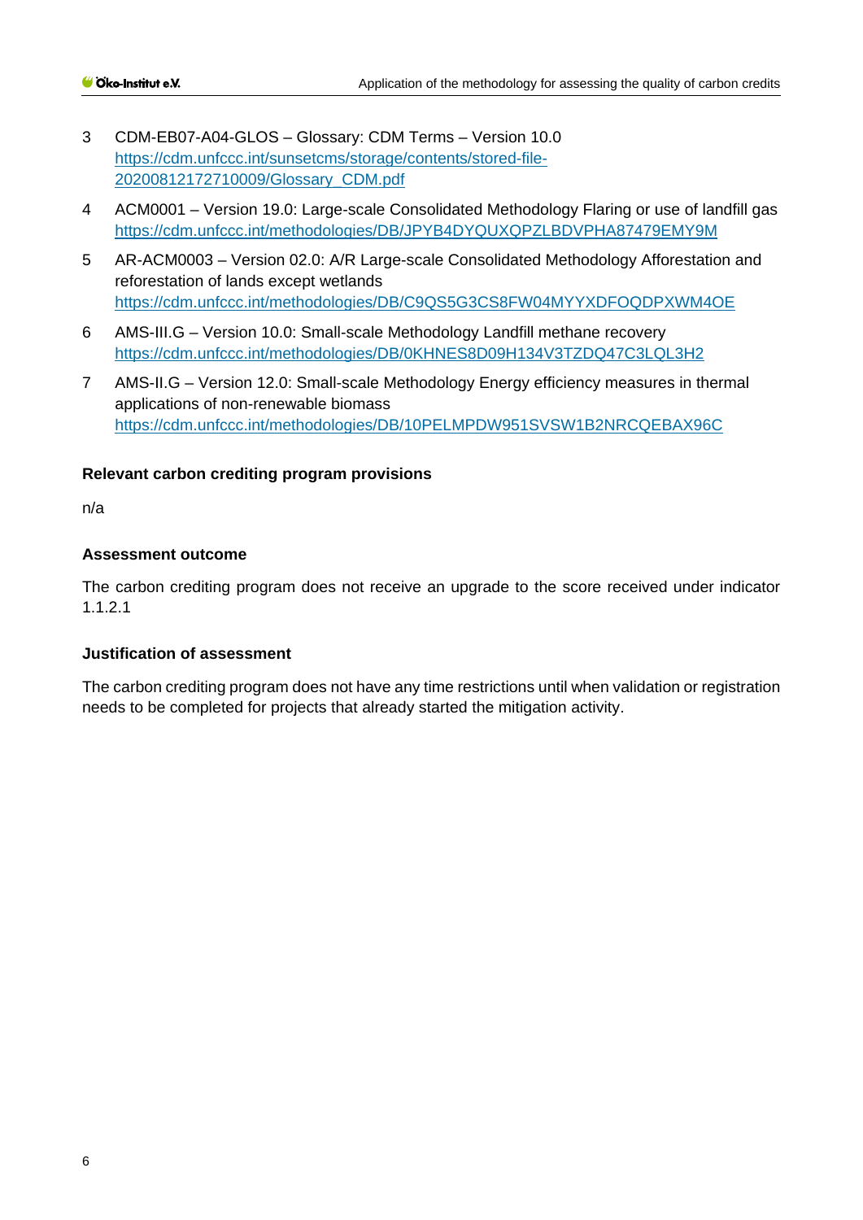3 CDM-EB07-A04-GLOS – Glossary: CDM Terms – Version 10.0
https://cdm.unfccc.int/sunsetcms/storage/contents/stored-file-20200812172710009/Glossary_CDM.pdf

4 ACM0001 – Version 19.0: Large-scale Consolidated Methodology Flaring or use of landfill gas
https://cdm.unfccc.int/methodologies/DB/JPYB4DYQUXQPZLBDVPHA87479EMY9M

5 AR-ACM0003 – Version 02.0: A/R Large-scale Consolidated Methodology Afforestation and reforestation of lands except wetlands
https://cdm.unfccc.int/methodologies/DB/C9QS5G3CS8FW04MYYXDFOQDPXWM4OE

6 AMS-III.G – Version 10.0: Small-scale Methodology Landfill methane recovery
https://cdm.unfccc.int/methodologies/DB/0KHNES8D09H134V3TZDQ47C3LQL3H2

7 AMS-II.G – Version 12.0: Small-scale Methodology Energy efficiency measures in thermal applications of non-renewable biomass
https://cdm.unfccc.int/methodologies/DB/10PELMPDW951SVSW1B2NRCQEBAX96C

**Relevant carbon crediting program provisions**

n/a

**Assessment outcome**

The carbon crediting program does not receive an upgrade to the score received under indicator 1.1.2.1

**Justification of assessment**

The carbon crediting program does not have any time restrictions until when validation or registration needs to be completed for projects that already started the mitigation activity.